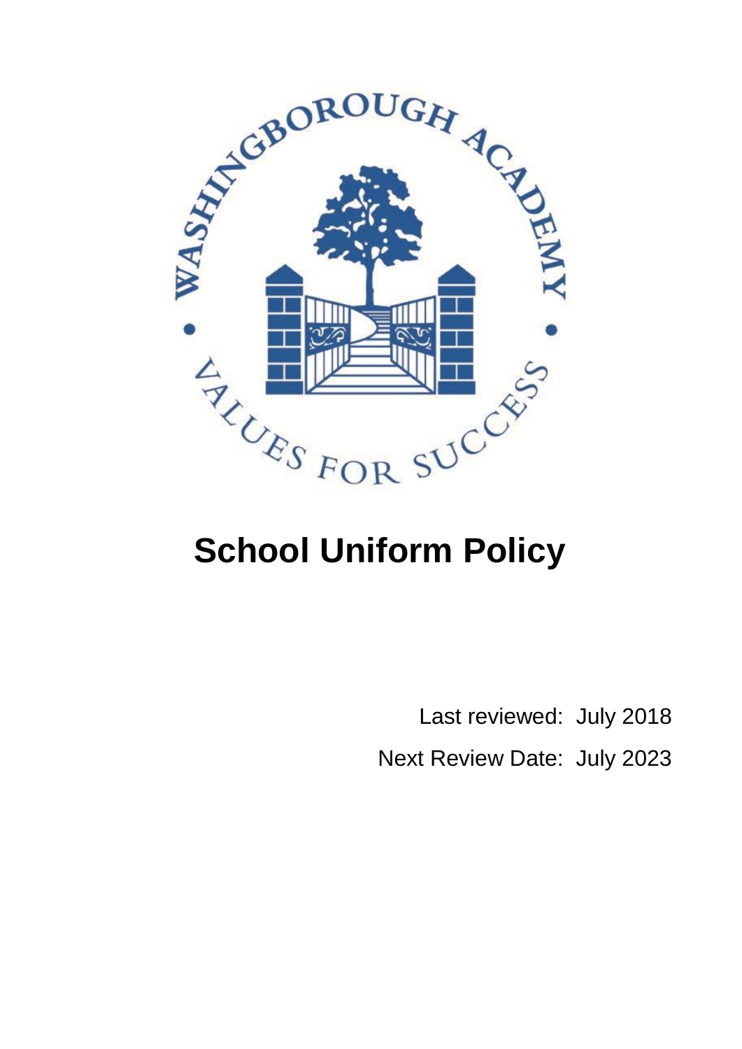WASHINGBOROUGH ACADEMY

VALUES FOR SUCCESS

# School Uniform Policy

Last reviewed: July 2018

Next Review Date: July 2023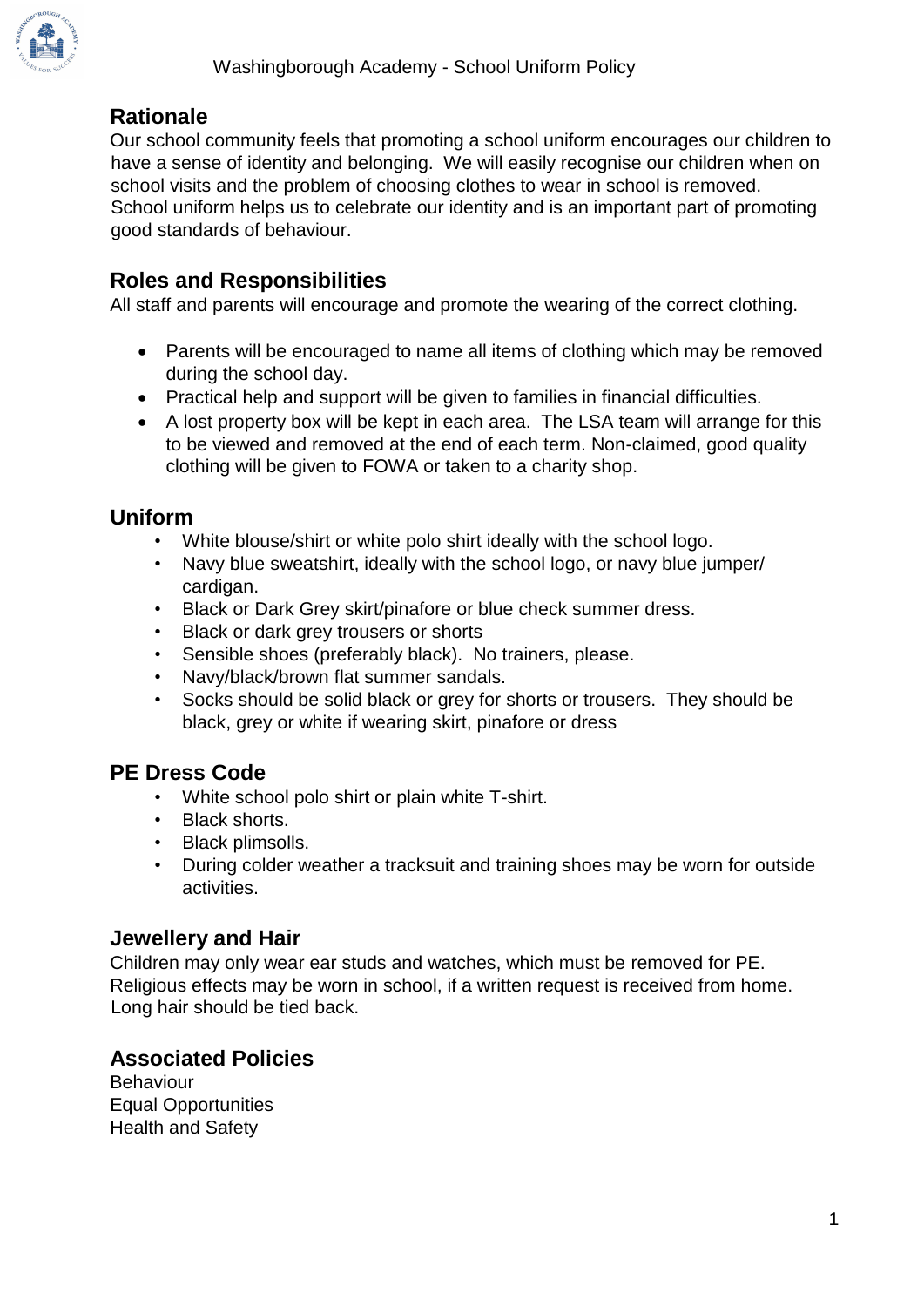Washingborough Academy - School Uniform Policy

## Rationale

Our school community feels that promoting a school uniform encourages our children to have a sense of identity and belonging. We will easily recognise our children when on school visits and the problem of choosing clothes to wear in school is removed. School uniform helps us to celebrate our identity and is an important part of promoting good standards of behaviour.

## Roles and Responsibilities

All staff and parents will encourage and promote the wearing of the correct clothing.

- Parents will be encouraged to name all items of clothing which may be removed during the school day.
- Practical help and support will be given to families in financial difficulties.
- A lost property box will be kept in each area. The LSA team will arrange for this to be viewed and removed at the end of each term. Non-claimed, good quality clothing will be given to FOWA or taken to a charity shop.

## Uniform

- White blouse/shirt or white polo shirt ideally with the school logo.
- Navy blue sweatshirt, ideally with the school logo, or navy blue jumper/ cardigan.
- Black or Dark Grey skirt/pinafore or blue check summer dress.
- Black or dark grey trousers or shorts
- Sensible shoes (preferably black). No trainers, please.
- Navy/black/brown flat summer sandals.
- Socks should be solid black or grey for shorts or trousers. They should be black, grey or white if wearing skirt, pinafore or dress

## PE Dress Code

- White school polo shirt or plain white T-shirt.
- Black shorts.
- Black plimsolls.
- During colder weather a tracksuit and training shoes may be worn for outside activities.

## Jewellery and Hair

Children may only wear ear studs and watches, which must be removed for PE. Religious effects may be worn in school, if a written request is received from home. Long hair should be tied back.

## Associated Policies

Behaviour
Equal Opportunities
Health and Safety